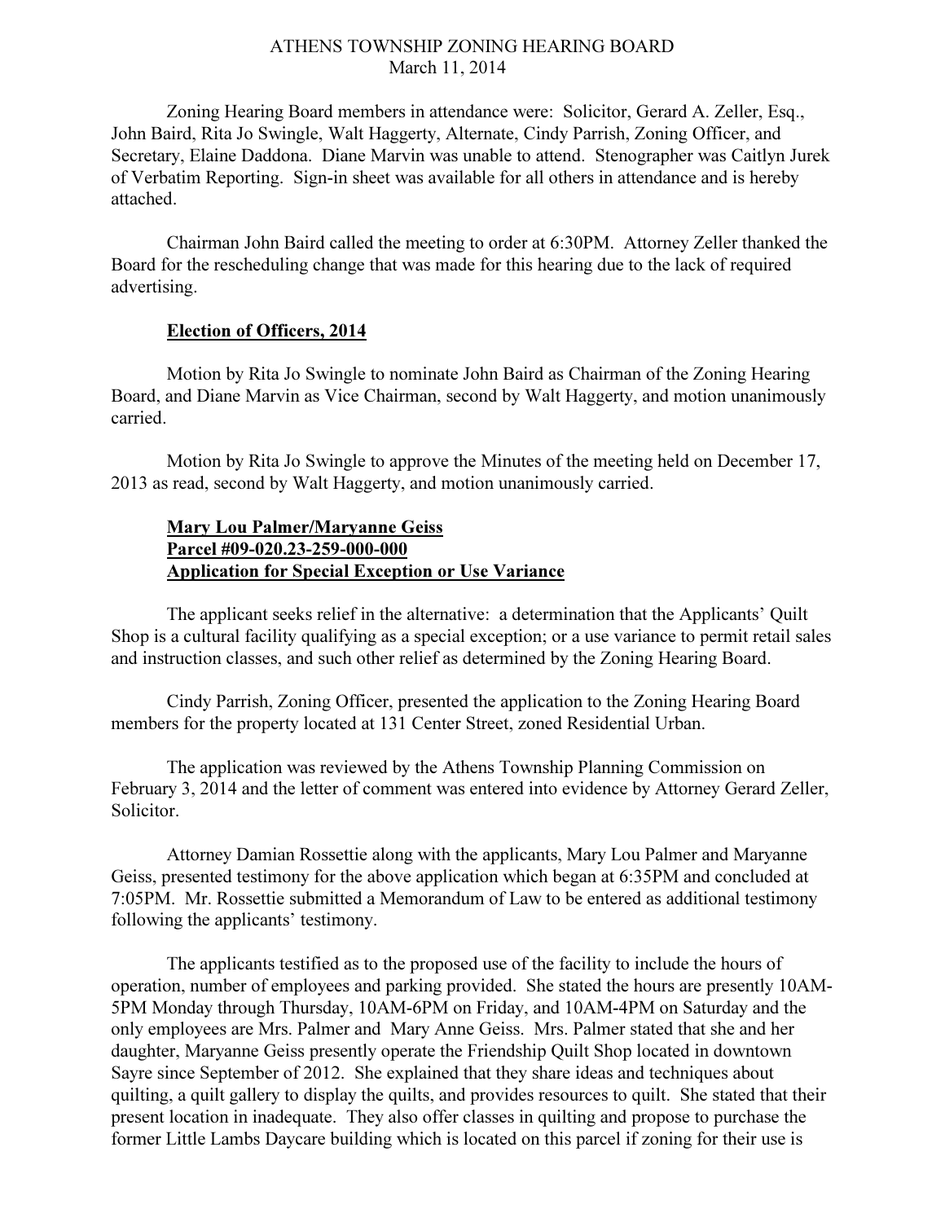# ATHENS TOWNSHIP ZONING HEARING BOARD
March 11, 2014

Zoning Hearing Board members in attendance were: Solicitor, Gerard A. Zeller, Esq., John Baird, Rita Jo Swingle, Walt Haggerty, Alternate, Cindy Parrish, Zoning Officer, and Secretary, Elaine Daddona. Diane Marvin was unable to attend. Stenographer was Caitlyn Jurek of Verbatim Reporting. Sign-in sheet was available for all others in attendance and is hereby attached.

Chairman John Baird called the meeting to order at 6:30PM. Attorney Zeller thanked the Board for the rescheduling change that was made for this hearing due to the lack of required advertising.

**Election of Officers, 2014**

Motion by Rita Jo Swingle to nominate John Baird as Chairman of the Zoning Hearing Board, and Diane Marvin as Vice Chairman, second by Walt Haggerty, and motion unanimously carried.

Motion by Rita Jo Swingle to approve the Minutes of the meeting held on December 17, 2013 as read, second by Walt Haggerty, and motion unanimously carried.

**Mary Lou Palmer/Maryanne Geiss**
**Parcel #09-020.23-259-000-000**
**Application for Special Exception or Use Variance**

The applicant seeks relief in the alternative: a determination that the Applicants' Quilt Shop is a cultural facility qualifying as a special exception; or a use variance to permit retail sales and instruction classes, and such other relief as determined by the Zoning Hearing Board.

Cindy Parrish, Zoning Officer, presented the application to the Zoning Hearing Board members for the property located at 131 Center Street, zoned Residential Urban.

The application was reviewed by the Athens Township Planning Commission on February 3, 2014 and the letter of comment was entered into evidence by Attorney Gerard Zeller, Solicitor.

Attorney Damian Rossettie along with the applicants, Mary Lou Palmer and Maryanne Geiss, presented testimony for the above application which began at 6:35PM and concluded at 7:05PM. Mr. Rossettie submitted a Memorandum of Law to be entered as additional testimony following the applicants' testimony.

The applicants testified as to the proposed use of the facility to include the hours of operation, number of employees and parking provided. She stated the hours are presently 10AM-5PM Monday through Thursday, 10AM-6PM on Friday, and 10AM-4PM on Saturday and the only employees are Mrs. Palmer and Mary Anne Geiss. Mrs. Palmer stated that she and her daughter, Maryanne Geiss presently operate the Friendship Quilt Shop located in downtown Sayre since September of 2012. She explained that they share ideas and techniques about quilting, a quilt gallery to display the quilts, and provides resources to quilt. She stated that their present location in inadequate. They also offer classes in quilting and propose to purchase the former Little Lambs Daycare building which is located on this parcel if zoning for their use is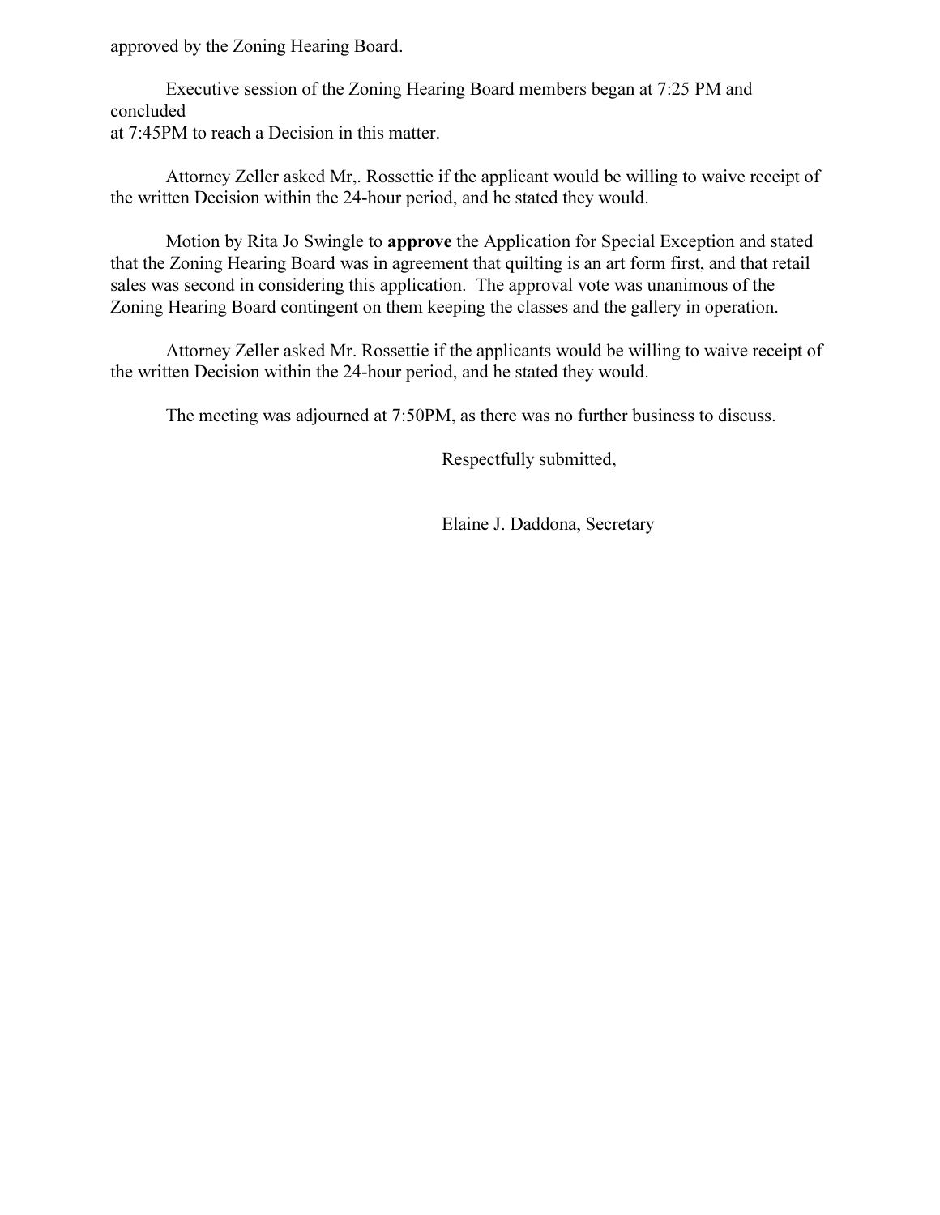approved by the Zoning Hearing Board.

Executive session of the Zoning Hearing Board members began at 7:25 PM and concluded at 7:45PM to reach a Decision in this matter.

Attorney Zeller asked Mr,. Rossettie if the applicant would be willing to waive receipt of the written Decision within the 24-hour period, and he stated they would.

Motion by Rita Jo Swingle to **approve** the Application for Special Exception and stated that the Zoning Hearing Board was in agreement that quilting is an art form first, and that retail sales was second in considering this application. The approval vote was unanimous of the Zoning Hearing Board contingent on them keeping the classes and the gallery in operation.

Attorney Zeller asked Mr. Rossettie if the applicants would be willing to waive receipt of the written Decision within the 24-hour period, and he stated they would.

The meeting was adjourned at 7:50PM, as there was no further business to discuss.

Respectfully submitted,

Elaine J. Daddona, Secretary